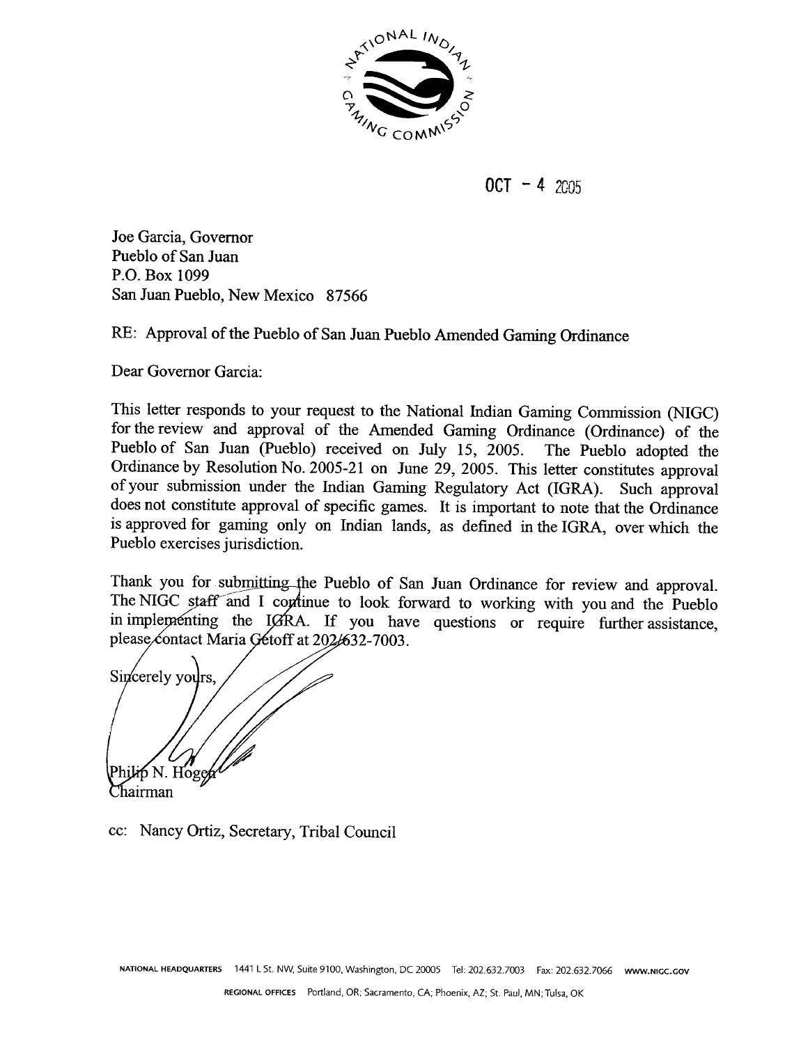OCT - 4 2005

Joe Garcia, Governor
Pueblo of San Juan
P.O. Box 1099
San Juan Pueblo, New Mexico 87566

RE: Approval of the Pueblo of San Juan Pueblo Amended Gaming Ordinance

Dear Governor Garcia:

This letter responds to your request to the National Indian Gaming Commission (NIGC) for the review and approval of the Amended Gaming Ordinance (Ordinance) of the Pueblo of San Juan (Pueblo) received on July 15, 2005. The Pueblo adopted the Ordinance by Resolution No. 2005-21 on June 29, 2005. This letter constitutes approval of your submission under the Indian Gaming Regulatory Act (IGRA). Such approval does not constitute approval of specific games. It is important to note that the Ordinance is approved for gaming only on Indian lands, as defined in the IGRA, over which the Pueblo exercises jurisdiction.

Thank you for submitting the Pueblo of San Juan Ordinance for review and approval. The NIGC staff and I continue to look forward to working with you and the Pueblo in implementing the IGRA. If you have questions or require further assistance, please contact Maria Getoff at 202/632-7003.

Sincerely yours,

Philip N. Hogen
Chairman

cc: Nancy Ortiz, Secretary, Tribal Council

NATIONAL HEADQUARTERS 1441 L St. NW, Suite 9100, Washington, DC 20005 Tel: 202.632.7003 Fax: 202.632.7066 WWW.NIGC.GOV

REGIONAL OFFICES Portland, OR; Sacramento, CA; Phoenix, AZ; St. Paul, MN; Tulsa, OK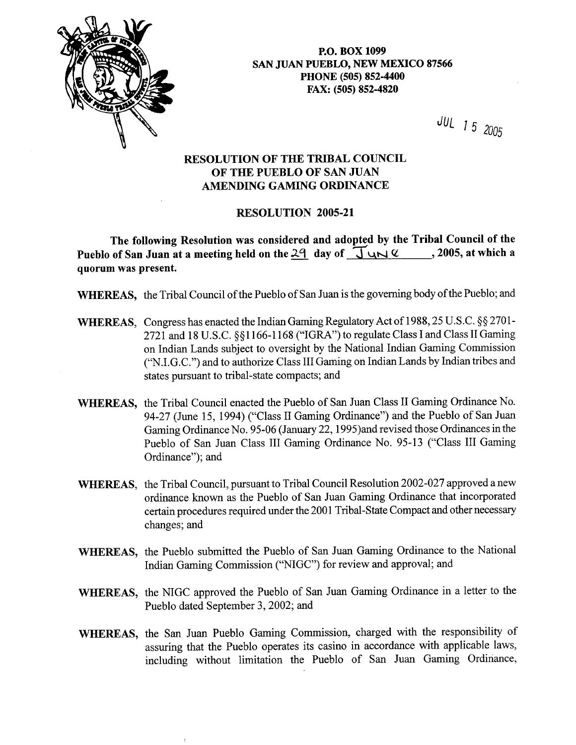P.O. BOX 1099
SAN JUAN PUEBLO, NEW MEXICO 87566
PHONE (505) 852-4400
FAX: (505) 852-4820

JUL 15 2005

# RESOLUTION OF THE TRIBAL COUNCIL OF THE PUEBLO OF SAN JUAN AMENDING GAMING ORDINANCE

## RESOLUTION 2005-21

**The following Resolution was considered and adopted by the Tribal Council of the Pueblo of San Juan at a meeting held on the 29 day of June, 2005, at which a quorum was present.**

**WHEREAS,** the Tribal Council of the Pueblo of San Juan is the governing body of the Pueblo; and

**WHEREAS,** Congress has enacted the Indian Gaming Regulatory Act of 1988, 25 U.S.C. §§ 2701-2721 and 18 U.S.C. §§1166-1168 ("IGRA") to regulate Class I and Class II Gaming on Indian Lands subject to oversight by the National Indian Gaming Commission ("N.I.G.C.") and to authorize Class III Gaming on Indian Lands by Indian tribes and states pursuant to tribal-state compacts; and

**WHEREAS,** the Tribal Council enacted the Pueblo of San Juan Class II Gaming Ordinance No. 94-27 (June 15, 1994) ("Class II Gaming Ordinance") and the Pueblo of San Juan Gaming Ordinance No. 95-06 (January 22, 1995)and revised those Ordinances in the Pueblo of San Juan Class III Gaming Ordinance No. 95-13 ("Class III Gaming Ordinance"); and

**WHEREAS,** the Tribal Council, pursuant to Tribal Council Resolution 2002-027 approved a new ordinance known as the Pueblo of San Juan Gaming Ordinance that incorporated certain procedures required under the 2001 Tribal-State Compact and other necessary changes; and

**WHEREAS,** the Pueblo submitted the Pueblo of San Juan Gaming Ordinance to the National Indian Gaming Commission ("NIGC") for review and approval; and

**WHEREAS,** the NIGC approved the Pueblo of San Juan Gaming Ordinance in a letter to the Pueblo dated September 3, 2002; and

**WHEREAS,** the San Juan Pueblo Gaming Commission, charged with the responsibility of assuring that the Pueblo operates its casino in accordance with applicable laws, including without limitation the Pueblo of San Juan Gaming Ordinance,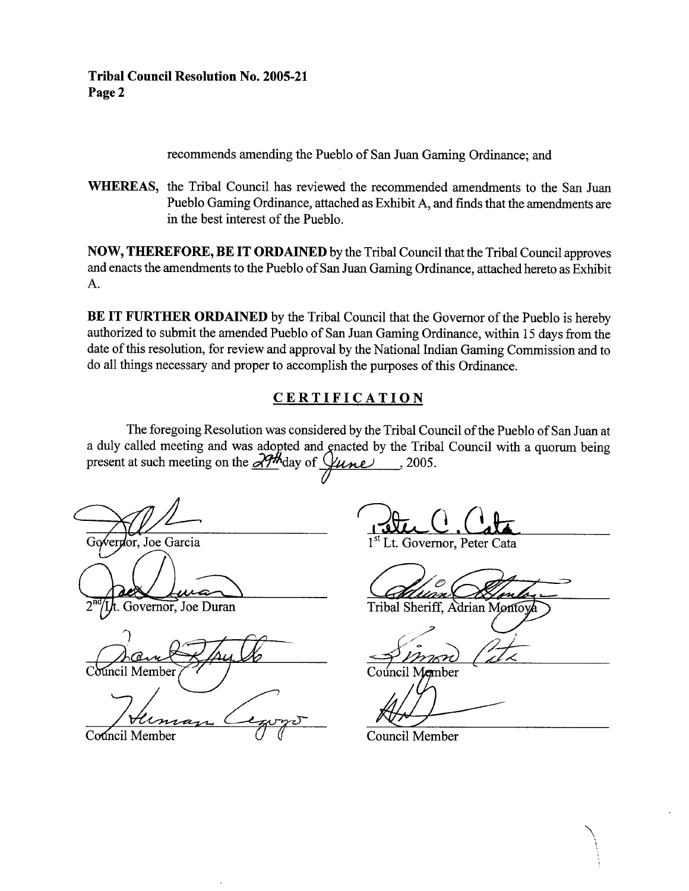**Tribal Council Resolution No. 2005-21**
**Page 2**

recommends amending the Pueblo of San Juan Gaming Ordinance; and

**WHEREAS,** the Tribal Council has reviewed the recommended amendments to the San Juan Pueblo Gaming Ordinance, attached as Exhibit A, and finds that the amendments are in the best interest of the Pueblo.

**NOW, THEREFORE, BE IT ORDAINED** by the Tribal Council that the Tribal Council approves and enacts the amendments to the Pueblo of San Juan Gaming Ordinance, attached hereto as Exhibit A.

**BE IT FURTHER ORDAINED** by the Tribal Council that the Governor of the Pueblo is hereby authorized to submit the amended Pueblo of San Juan Gaming Ordinance, within 15 days from the date of this resolution, for review and approval by the National Indian Gaming Commission and to do all things necessary and proper to accomplish the purposes of this Ordinance.

## CERTIFICATION

The foregoing Resolution was considered by the Tribal Council of the Pueblo of San Juan at a duly called meeting and was adopted and enacted by the Tribal Council with a quorum being present at such meeting on the 29th day of June, 2005.

Governor, Joe Garcia

1st Lt. Governor, Peter Cata

2nd Lt. Governor, Joe Duran

Tribal Sheriff, Adrian Montoya

Council Member

Council Member

Council Member

Council Member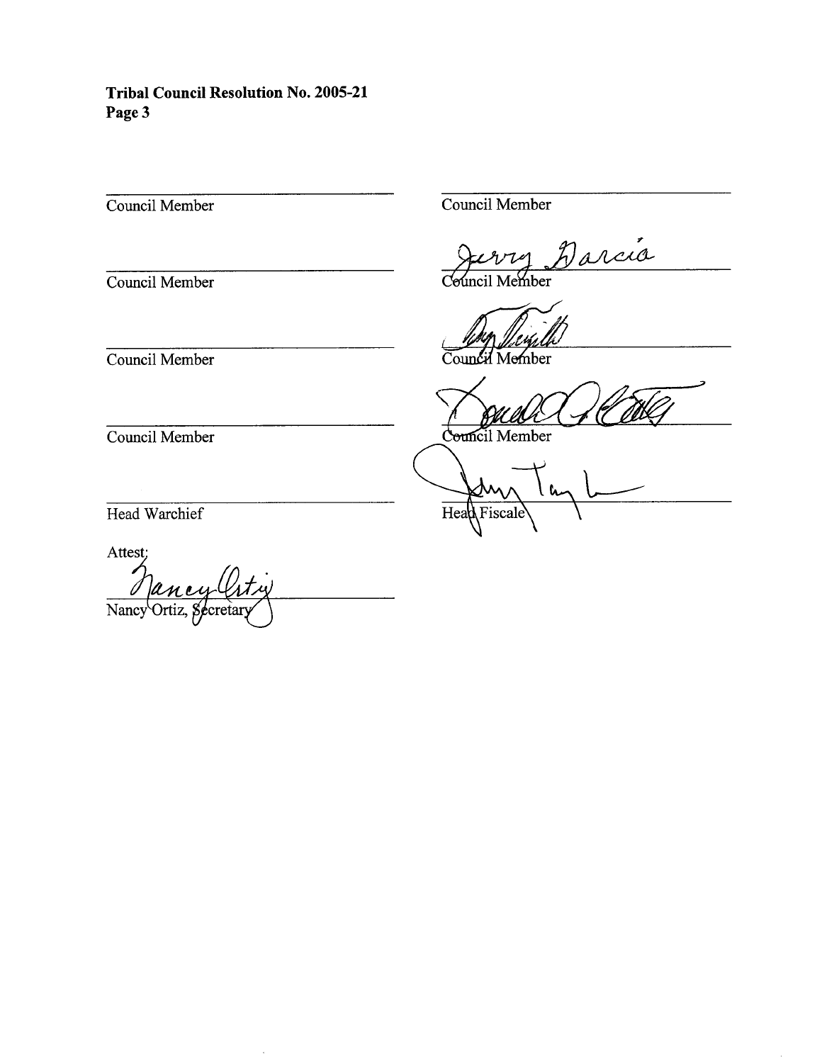Council Member

Council Member

Council Member

Council Member

Head Warchief

Attest:

Nancy Ortiz, Secretary

Council Member

Council Member

Council Member

Council Member

Head Fiscale